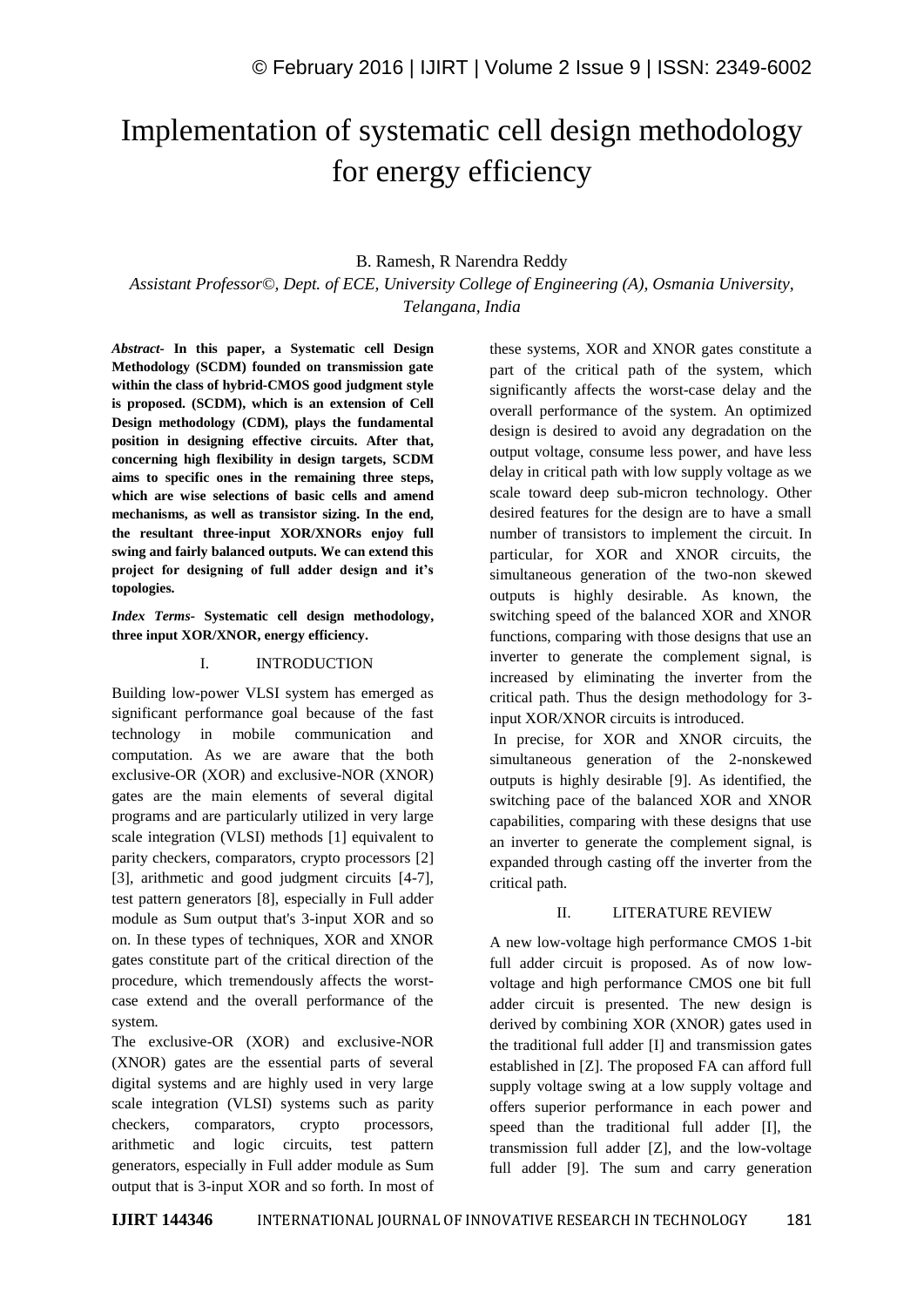# Implementation of systematic cell design methodology for energy efficiency

B. Ramesh, R Narendra Reddy

*Assistant Professor©, Dept. of ECE, University College of Engineering (A), Osmania University, Telangana, India*

***Abstract-*** **In this paper, a Systematic cell Design Methodology (SCDM) founded on transmission gate within the class of hybrid-CMOS good judgment style is proposed. (SCDM), which is an extension of Cell Design methodology (CDM), plays the fundamental position in designing effective circuits. After that, concerning high flexibility in design targets, SCDM aims to specific ones in the remaining three steps, which are wise selections of basic cells and amend mechanisms, as well as transistor sizing. In the end, the resultant three-input XOR/XNORs enjoy full swing and fairly balanced outputs. We can extend this project for designing of full adder design and it's topologies.**

***Index Terms-*** **Systematic cell design methodology, three input XOR/XNOR, energy efficiency.**

## I. INTRODUCTION

Building low-power VLSI system has emerged as significant performance goal because of the fast technology in mobile communication and computation. As we are aware that the both exclusive-OR (XOR) and exclusive-NOR (XNOR) gates are the main elements of several digital programs and are particularly utilized in very large scale integration (VLSI) methods [1] equivalent to parity checkers, comparators, crypto processors [2] [3], arithmetic and good judgment circuits [4-7], test pattern generators [8], especially in Full adder module as Sum output that's 3-input XOR and so on. In these types of techniques, XOR and XNOR gates constitute part of the critical direction of the procedure, which tremendously affects the worst-case extend and the overall performance of the system.

The exclusive-OR (XOR) and exclusive-NOR (XNOR) gates are the essential parts of several digital systems and are highly used in very large scale integration (VLSI) systems such as parity checkers, comparators, crypto processors, arithmetic and logic circuits, test pattern generators, especially in Full adder module as Sum output that is 3-input XOR and so forth. In most of these systems, XOR and XNOR gates constitute a part of the critical path of the system, which significantly affects the worst-case delay and the overall performance of the system. An optimized design is desired to avoid any degradation on the output voltage, consume less power, and have less delay in critical path with low supply voltage as we scale toward deep sub-micron technology. Other desired features for the design are to have a small number of transistors to implement the circuit. In particular, for XOR and XNOR circuits, the simultaneous generation of the two-non skewed outputs is highly desirable. As known, the switching speed of the balanced XOR and XNOR functions, comparing with those designs that use an inverter to generate the complement signal, is increased by eliminating the inverter from the critical path. Thus the design methodology for 3-input XOR/XNOR circuits is introduced.

In precise, for XOR and XNOR circuits, the simultaneous generation of the 2-nonskewed outputs is highly desirable [9]. As identified, the switching pace of the balanced XOR and XNOR capabilities, comparing with these designs that use an inverter to generate the complement signal, is expanded through casting off the inverter from the critical path.

## II. LITERATURE REVIEW

A new low-voltage high performance CMOS 1-bit full adder circuit is proposed. As of now low-voltage and high performance CMOS one bit full adder circuit is presented. The new design is derived by combining XOR (XNOR) gates used in the traditional full adder [I] and transmission gates established in [Z]. The proposed FA can afford full supply voltage swing at a low supply voltage and offers superior performance in each power and speed than the traditional full adder [I], the transmission full adder [Z], and the low-voltage full adder [9]. The sum and carry generation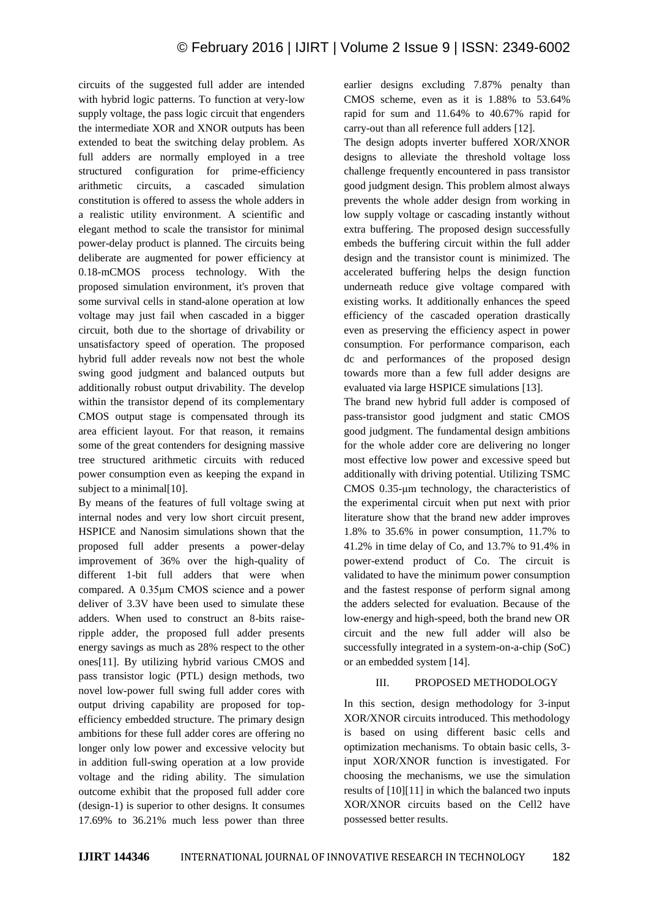circuits of the suggested full adder are intended with hybrid logic patterns. To function at very-low supply voltage, the pass logic circuit that engenders the intermediate XOR and XNOR outputs has been extended to beat the switching delay problem. As full adders are normally employed in a tree structured configuration for prime-efficiency arithmetic circuits, a cascaded simulation constitution is offered to assess the whole adders in a realistic utility environment. A scientific and elegant method to scale the transistor for minimal power-delay product is planned. The circuits being deliberate are augmented for power efficiency at 0.18-mCMOS process technology. With the proposed simulation environment, it's proven that some survival cells in stand-alone operation at low voltage may just fail when cascaded in a bigger circuit, both due to the shortage of drivability or unsatisfactory speed of operation. The proposed hybrid full adder reveals now not best the whole swing good judgment and balanced outputs but additionally robust output drivability. The develop within the transistor depend of its complementary CMOS output stage is compensated through its area efficient layout. For that reason, it remains some of the great contenders for designing massive tree structured arithmetic circuits with reduced power consumption even as keeping the expand in subject to a minimal[10].

By means of the features of full voltage swing at internal nodes and very low short circuit present, HSPICE and Nanosim simulations shown that the proposed full adder presents a power-delay improvement of 36% over the high-quality of different 1-bit full adders that were when compared. A 0.35μm CMOS science and a power deliver of 3.3V have been used to simulate these adders. When used to construct an 8-bits raise-ripple adder, the proposed full adder presents energy savings as much as 28% respect to the other ones[11]. By utilizing hybrid various CMOS and pass transistor logic (PTL) design methods, two novel low-power full swing full adder cores with output driving capability are proposed for top-efficiency embedded structure. The primary design ambitions for these full adder cores are offering no longer only low power and excessive velocity but in addition full-swing operation at a low provide voltage and the riding ability. The simulation outcome exhibit that the proposed full adder core (design-1) is superior to other designs. It consumes 17.69% to 36.21% much less power than three earlier designs excluding 7.87% penalty than CMOS scheme, even as it is 1.88% to 53.64% rapid for sum and 11.64% to 40.67% rapid for carry-out than all reference full adders [12].

The design adopts inverter buffered XOR/XNOR designs to alleviate the threshold voltage loss challenge frequently encountered in pass transistor good judgment design. This problem almost always prevents the whole adder design from working in low supply voltage or cascading instantly without extra buffering. The proposed design successfully embeds the buffering circuit within the full adder design and the transistor count is minimized. The accelerated buffering helps the design function underneath reduce give voltage compared with existing works. It additionally enhances the speed efficiency of the cascaded operation drastically even as preserving the efficiency aspect in power consumption. For performance comparison, each dc and performances of the proposed design towards more than a few full adder designs are evaluated via large HSPICE simulations [13].

The brand new hybrid full adder is composed of pass-transistor good judgment and static CMOS good judgment. The fundamental design ambitions for the whole adder core are delivering no longer most effective low power and excessive speed but additionally with driving potential. Utilizing TSMC CMOS 0.35-µm technology, the characteristics of the experimental circuit when put next with prior literature show that the brand new adder improves 1.8% to 35.6% in power consumption, 11.7% to 41.2% in time delay of Co, and 13.7% to 91.4% in power-extend product of Co. The circuit is validated to have the minimum power consumption and the fastest response of perform signal among the adders selected for evaluation. Because of the low-energy and high-speed, both the brand new OR circuit and the new full adder will also be successfully integrated in a system-on-a-chip (SoC) or an embedded system [14].

## III. PROPOSED METHODOLOGY

In this section, design methodology for 3-input XOR/XNOR circuits introduced. This methodology is based on using different basic cells and optimization mechanisms. To obtain basic cells, 3-input XOR/XNOR function is investigated. For choosing the mechanisms, we use the simulation results of [10][11] in which the balanced two inputs XOR/XNOR circuits based on the Cell2 have possessed better results.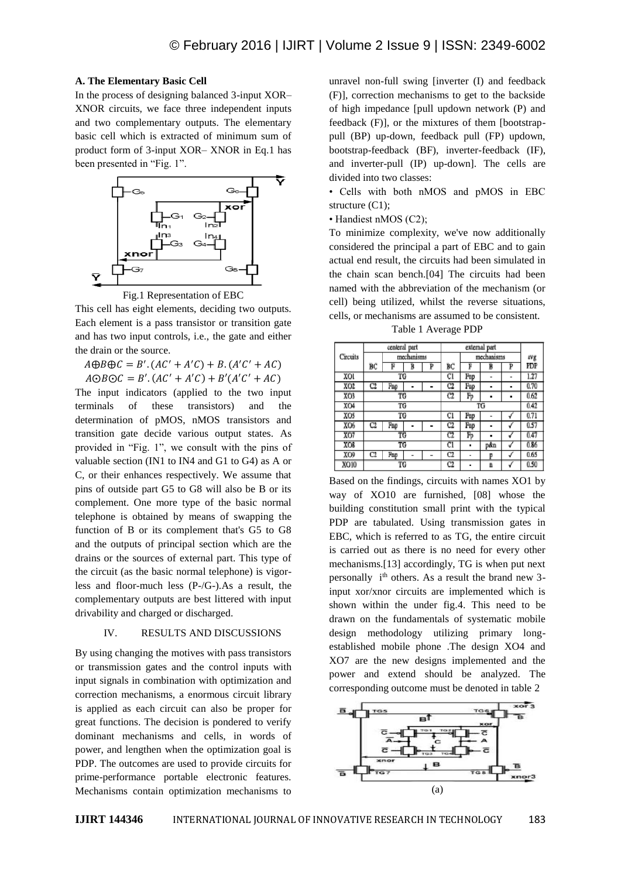### A. The Elementary Basic Cell

In the process of designing balanced 3-input XOR–XNOR circuits, we face three independent inputs and two complementary outputs. The elementary basic cell which is extracted of minimum sum of product form of 3-input XOR– XNOR in Eq.1 has been presented in "Fig. 1".

Fig.1 Representation of EBC

This cell has eight elements, deciding two outputs. Each element is a pass transistor or transition gate and has two input controls, i.e., the gate and either the drain or the source.

$$A \oplus B \oplus C = B'.(AC' + A'C) + B.(A'C' + AC)$$

$$A \odot B \odot C = B'.(AC' + A'C) + B'(A'C' + AC)$$

The input indicators (applied to the two input terminals of these transistors) and the determination of pMOS, nMOS transistors and transition gate decide various output states. As provided in "Fig. 1", we consult with the pins of valuable section (IN1 to IN4 and G1 to G4) as A or C, or their enhances respectively. We assume that pins of outside part G5 to G8 will also be B or its complement. One more type of the basic normal telephone is obtained by means of swapping the function of B or its complement that's G5 to G8 and the outputs of principal section which are the drains or the sources of external part. This type of the circuit (as the basic normal telephone) is vigor-less and floor-much less (P-/G-).As a result, the complementary outputs are best littered with input drivability and charged or discharged.

## IV. RESULTS AND DISCUSSIONS

By using changing the motives with pass transistors or transmission gates and the control inputs with input signals in combination with optimization and correction mechanisms, a enormous circuit library is applied as each circuit can also be proper for great functions. The decision is pondered to verify dominant mechanisms and cells, in words of power, and lengthen when the optimization goal is PDP. The outcomes are used to provide circuits for prime-performance portable electronic features. Mechanisms contain optimization mechanisms to unravel non-full swing [inverter (I) and feedback (F)], correction mechanisms to get to the backside of high impedance [pull updown network (P) and feedback (F)], or the mixtures of them [bootstrap-pull (BP) up-down, feedback pull (FP) updown, bootstrap-feedback (BF), inverter-feedback (IF), and inverter-pull (IP) up-down]. The cells are divided into two classes:

- Cells with both nMOS and pMOS in EBC structure (C1);
- Handiest nMOS (C2);

To minimize complexity, we've now additionally considered the principal a part of EBC and to gain actual end result, the circuits had been simulated in the chain scan bench.[04] The circuits had been named with the abbreviation of the mechanism (or cell) being utilized, whilst the reverse situations, cells, or mechanisms are assumed to be consistent.

Table 1 Average PDP

| Circuits | central part | | | | external part | | | | avg PDP |
|---|---|---|---|---|---|---|---|---|---|
| | BC | mechanisms | | | BC | mechanisms | | | |
| | | F | B | P | | F | B | P | |
| XO1 | TG | | | | C1 | Fnp | - | - | 1.27 |
| XO2 | C2 | Fnp | - | - | C2 | Fnp | - | - | 0.70 |
| XO3 | TG | | | | C2 | Fp | - | - | 0.62 |
| XO4 | TG | | | | TG | | | | 0.42 |
| XO5 | TG | | | | C1 | Fnp | - | ✓ | 0.71 |
| XO6 | C2 | Fnp | - | - | C2 | Fnp | - | ✓ | 0.57 |
| XO7 | TG | | | | C2 | Fp | - | ✓ | 0.47 |
| XO8 | TG | | | | C1 | - | p&n | ✓ | 0.86 |
| XO9 | C2 | Fnp | - | - | C2 | - | p | ✓ | 0.65 |
| XO10 | TG | | | | C2 | - | n | ✓ | 0.50 |

Based on the findings, circuits with names XO1 by way of XO10 are furnished, [08] whose the building constitution small print with the typical PDP are tabulated. Using transmission gates in EBC, which is referred to as TG, the entire circuit is carried out as there is no need for every other mechanisms.[13] accordingly, TG is when put next personally i[th] others. As a result the brand new 3-input xor/xnor circuits are implemented which is shown within the under fig.4. This need to be drawn on the fundamentals of systematic mobile design methodology utilizing primary long-established mobile phone .The design XO4 and XO7 are the new designs implemented and the power and extend should be analyzed. The corresponding outcome must be denoted in table 2

(a)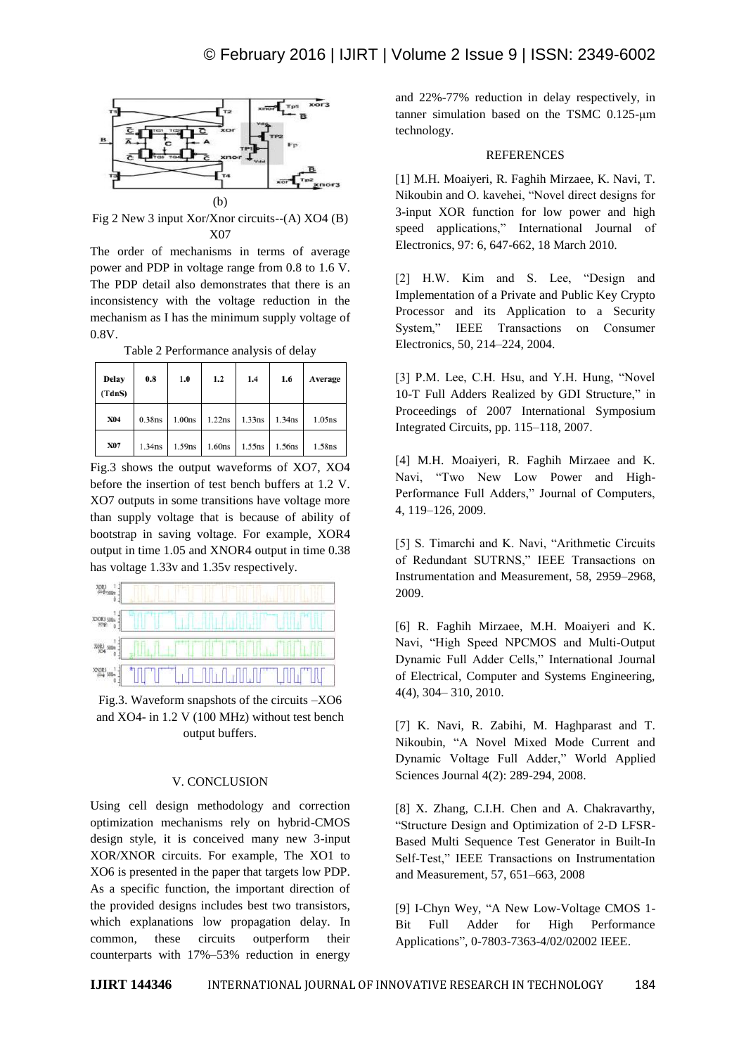(b)

Fig 2 New 3 input Xor/Xnor circuits--(A) XO4 (B) X07

The order of mechanisms in terms of average power and PDP in voltage range from 0.8 to 1.6 V. The PDP detail also demonstrates that there is an inconsistency with the voltage reduction in the mechanism as I has the minimum supply voltage of 0.8V.

Table 2 Performance analysis of delay

| Delay (TdnS) | 0.8 | 1.0 | 1.2 | 1.4 | 1.6 | Average |
|---|---|---|---|---|---|---|
| X04 | 0.38ns | 1.00ns | 1.22ns | 1.33ns | 1.34ns | 1.05ns |
| X07 | 1.34ns | 1.59ns | 1.60ns | 1.55ns | 1.56ns | 1.58ns |

Fig.3 shows the output waveforms of XO7, XO4 before the insertion of test bench buffers at 1.2 V. XO7 outputs in some transitions have voltage more than supply voltage that is because of ability of bootstrap in saving voltage. For example, XOR4 output in time 1.05 and XNOR4 output in time 0.38 has voltage 1.33v and 1.35v respectively.

Fig.3. Waveform snapshots of the circuits –XO6 and XO4- in 1.2 V (100 MHz) without test bench output buffers.

## V. CONCLUSION

Using cell design methodology and correction optimization mechanisms rely on hybrid-CMOS design style, it is conceived many new 3-input XOR/XNOR circuits. For example, The XO1 to XO6 is presented in the paper that targets low PDP. As a specific function, the important direction of the provided designs includes best two transistors, which explanations low propagation delay. In common, these circuits outperform their counterparts with 17%–53% reduction in energy and 22%-77% reduction in delay respectively, in tanner simulation based on the TSMC 0.125-μm technology.

## REFERENCES

[1] M.H. Moaiyeri, R. Faghih Mirzaee, K. Navi, T. Nikoubin and O. kavehei, "Novel direct designs for 3-input XOR function for low power and high speed applications," International Journal of Electronics, 97: 6, 647-662, 18 March 2010.

[2] H.W. Kim and S. Lee, "Design and Implementation of a Private and Public Key Crypto Processor and its Application to a Security System," IEEE Transactions on Consumer Electronics, 50, 214–224, 2004.

[3] P.M. Lee, C.H. Hsu, and Y.H. Hung, "Novel 10-T Full Adders Realized by GDI Structure," in Proceedings of 2007 International Symposium Integrated Circuits, pp. 115–118, 2007.

[4] M.H. Moaiyeri, R. Faghih Mirzaee and K. Navi, "Two New Low Power and High-Performance Full Adders," Journal of Computers, 4, 119–126, 2009.

[5] S. Timarchi and K. Navi, "Arithmetic Circuits of Redundant SUTRNS," IEEE Transactions on Instrumentation and Measurement, 58, 2959–2968, 2009.

[6] R. Faghih Mirzaee, M.H. Moaiyeri and K. Navi, "High Speed NPCMOS and Multi-Output Dynamic Full Adder Cells," International Journal of Electrical, Computer and Systems Engineering, 4(4), 304– 310, 2010.

[7] K. Navi, R. Zabihi, M. Haghparast and T. Nikoubin, "A Novel Mixed Mode Current and Dynamic Voltage Full Adder," World Applied Sciences Journal 4(2): 289-294, 2008.

[8] X. Zhang, C.I.H. Chen and A. Chakravarthy, "Structure Design and Optimization of 2-D LFSR-Based Multi Sequence Test Generator in Built-In Self-Test," IEEE Transactions on Instrumentation and Measurement, 57, 651–663, 2008

[9] I-Chyn Wey, "A New Low-Voltage CMOS 1-Bit Full Adder for High Performance Applications", 0-7803-7363-4/02/02002 IEEE.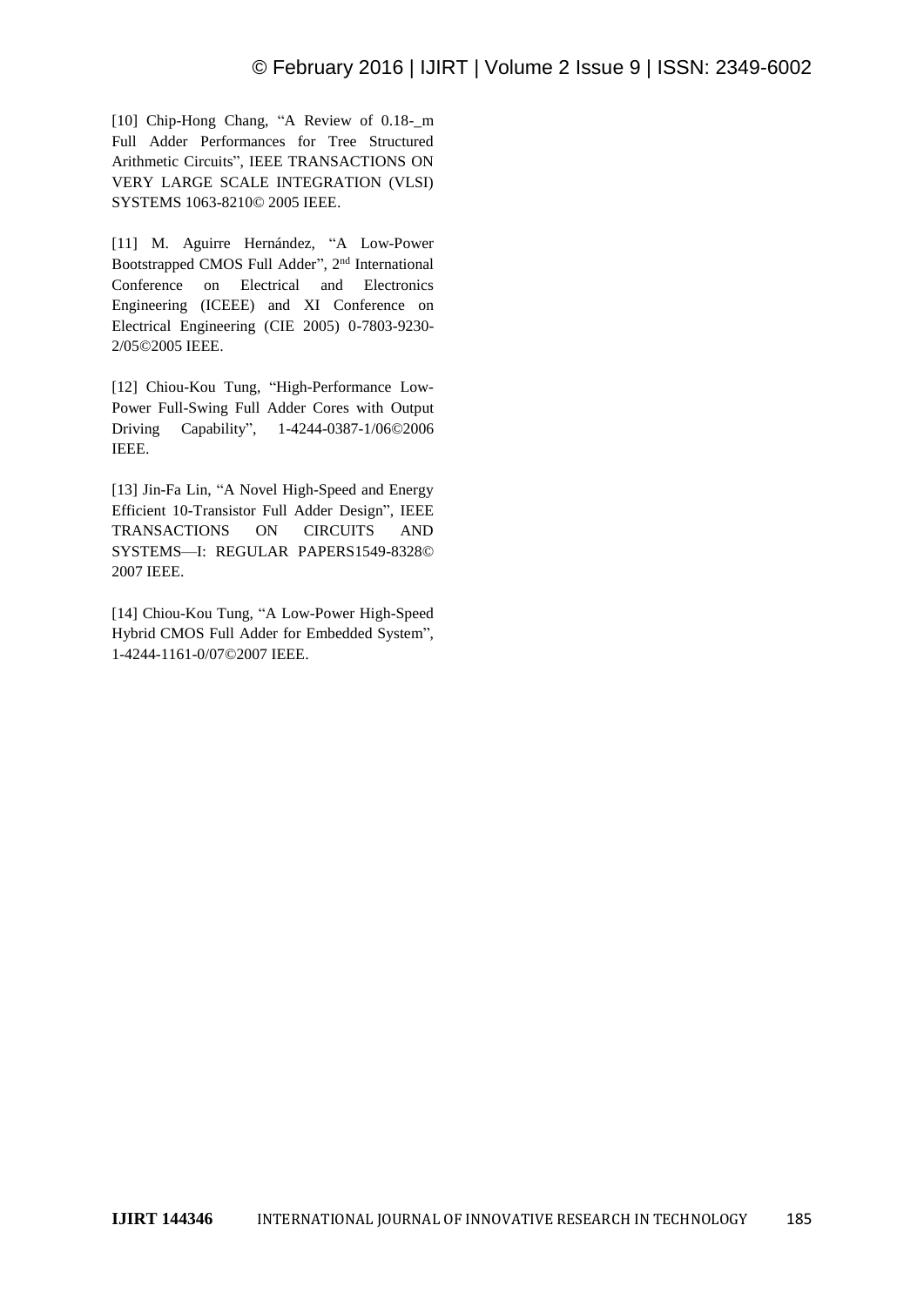[10] Chip-Hong Chang, "A Review of 0.18-_m Full Adder Performances for Tree Structured Arithmetic Circuits", IEEE TRANSACTIONS ON VERY LARGE SCALE INTEGRATION (VLSI) SYSTEMS 1063-8210© 2005 IEEE.

[11] M. Aguirre Hernández, "A Low-Power Bootstrapped CMOS Full Adder", 2nd International Conference on Electrical and Electronics Engineering (ICEEE) and XI Conference on Electrical Engineering (CIE 2005) 0-7803-9230-2/05©2005 IEEE.

[12] Chiou-Kou Tung, "High-Performance Low-Power Full-Swing Full Adder Cores with Output Driving Capability", 1-4244-0387-1/06©2006 IEEE.

[13] Jin-Fa Lin, "A Novel High-Speed and Energy Efficient 10-Transistor Full Adder Design", IEEE TRANSACTIONS ON CIRCUITS AND SYSTEMS—I: REGULAR PAPERS1549-8328© 2007 IEEE.

[14] Chiou-Kou Tung, "A Low-Power High-Speed Hybrid CMOS Full Adder for Embedded System", 1-4244-1161-0/07©2007 IEEE.